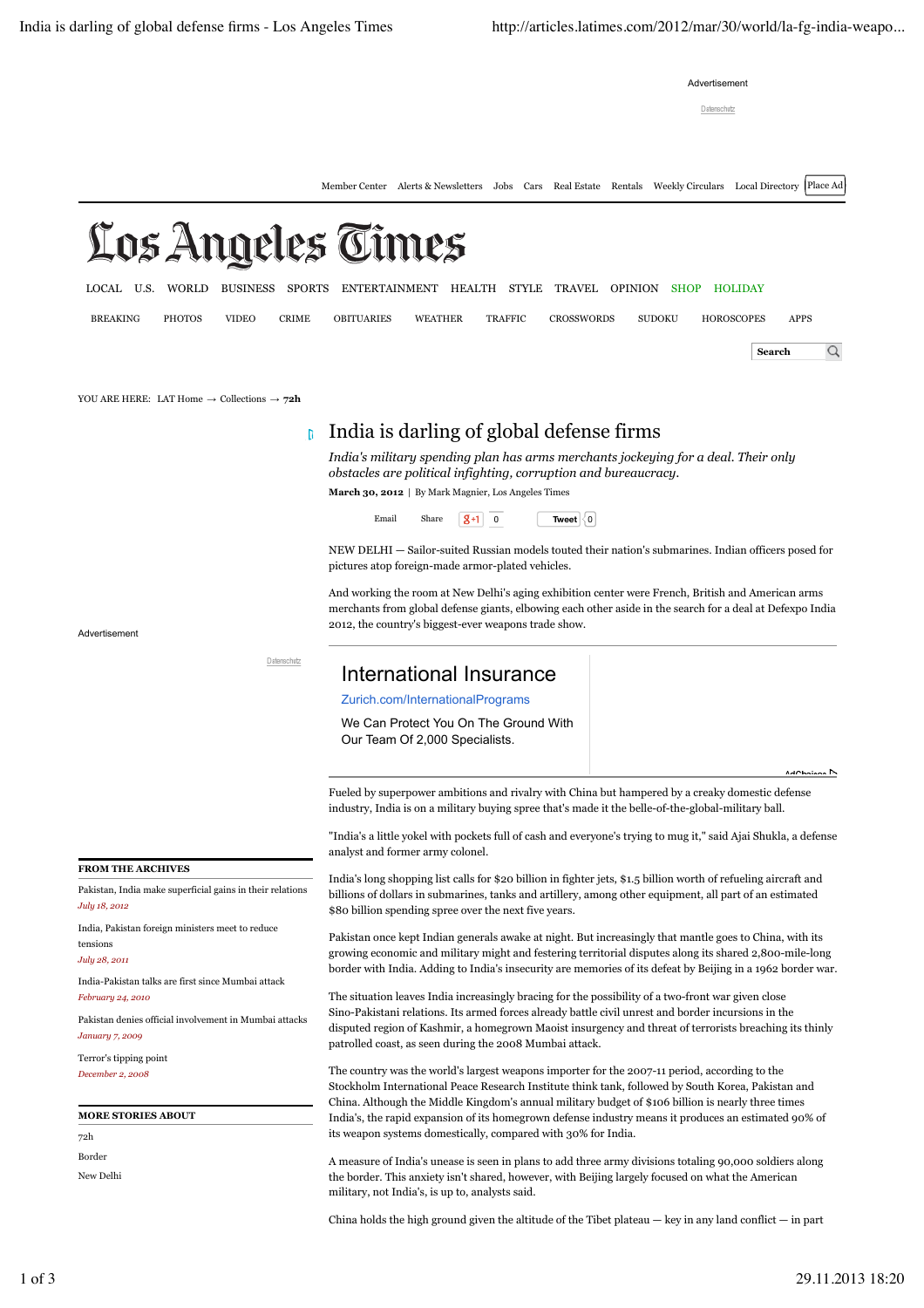# India is darling of global defense firms

*India's military spending plan has arms merchants jockeying for a deal. Their only obstacles are political infighting, corruption and bureaucracy.*

**March 30, 2012** | By Mark Magnier, Los Angeles Times

NEW DELHI — Sailor-suited Russian models touted their nation's submarines. Indian officers posed for pictures atop foreign-made armor-plated vehicles.

And working the room at New Delhi's aging exhibition center were French, British and American arms merchants from global defense giants, elbowing each other aside in the search for a deal at Defexpo India 2012, the country's biggest-ever weapons trade show.

Fueled by superpower ambitions and rivalry with China but hampered by a creaky domestic defense industry, India is on a military buying spree that's made it the belle-of-the-global-military ball.

"India's a little yokel with pockets full of cash and everyone's trying to mug it," said Ajai Shukla, a defense analyst and former army colonel.

India's long shopping list calls for $20 billion in fighter jets, $1.5 billion worth of refueling aircraft and billions of dollars in submarines, tanks and artillery, among other equipment, all part of an estimated $80 billion spending spree over the next five years.

Pakistan once kept Indian generals awake at night. But increasingly that mantle goes to China, with its growing economic and military might and festering territorial disputes along its shared 2,800-mile-long border with India. Adding to India's insecurity are memories of its defeat by Beijing in a 1962 border war.

The situation leaves India increasingly bracing for the possibility of a two-front war given close Sino-Pakistani relations. Its armed forces already battle civil unrest and border incursions in the disputed region of Kashmir, a homegrown Maoist insurgency and threat of terrorists breaching its thinly patrolled coast, as seen during the 2008 Mumbai attack.

The country was the world's largest weapons importer for the 2007-11 period, according to the Stockholm International Peace Research Institute think tank, followed by South Korea, Pakistan and China. Although the Middle Kingdom's annual military budget of $106 billion is nearly three times India's, the rapid expansion of its homegrown defense industry means it produces an estimated 90% of its weapon systems domestically, compared with 30% for India.

A measure of India's unease is seen in plans to add three army divisions totaling 90,000 soldiers along the border. This anxiety isn't shared, however, with Beijing largely focused on what the American military, not India's, is up to, analysts said.

China holds the high ground given the altitude of the Tibet plateau — key in any land conflict — in part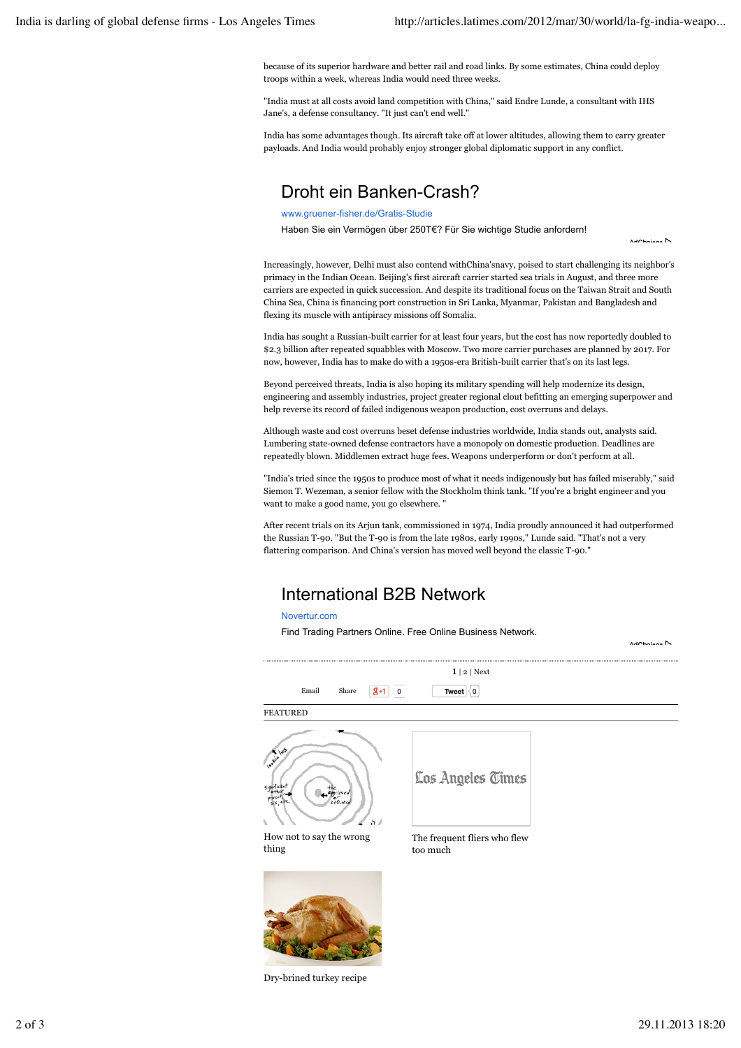because of its superior hardware and better rail and road links. By some estimates, China could deploy troops within a week, whereas India would need three weeks.

"India must at all costs avoid land competition with China," said Endre Lunde, a consultant with IHS Jane's, a defense consultancy. "It just can't end well."

India has some advantages though. Its aircraft take off at lower altitudes, allowing them to carry greater payloads. And India would probably enjoy stronger global diplomatic support in any conflict.

## Droht ein Banken-Crash?

www.gruener-fisher.de/Gratis-Studie

Haben Sie ein Vermögen über 250T€? Für Sie wichtige Studie anfordern!

Increasingly, however, Delhi must also contend withChina'snavy, poised to start challenging its neighbor's primacy in the Indian Ocean. Beijing's first aircraft carrier started sea trials in August, and three more carriers are expected in quick succession. And despite its traditional focus on the Taiwan Strait and South China Sea, China is financing port construction in Sri Lanka, Myanmar, Pakistan and Bangladesh and flexing its muscle with antipiracy missions off Somalia.

India has sought a Russian-built carrier for at least four years, but the cost has now reportedly doubled to $2.3 billion after repeated squabbles with Moscow. Two more carrier purchases are planned by 2017. For now, however, India has to make do with a 1950s-era British-built carrier that's on its last legs.

Beyond perceived threats, India is also hoping its military spending will help modernize its design, engineering and assembly industries, project greater regional clout befitting an emerging superpower and help reverse its record of failed indigenous weapon production, cost overruns and delays.

Although waste and cost overruns beset defense industries worldwide, India stands out, analysts said. Lumbering state-owned defense contractors have a monopoly on domestic production. Deadlines are repeatedly blown. Middlemen extract huge fees. Weapons underperform or don't perform at all.

"India's tried since the 1950s to produce most of what it needs indigenously but has failed miserably," said Siemon T. Wezeman, a senior fellow with the Stockholm think tank. "If you're a bright engineer and you want to make a good name, you go elsewhere. "

After recent trials on its Arjun tank, commissioned in 1974, India proudly announced it had outperformed the Russian T-90. "But the T-90 is from the late 1980s, early 1990s," Lunde said. "That's not a very flattering comparison. And China's version has moved well beyond the classic T-90."

## International B2B Network

Novertur.com

Find Trading Partners Online. Free Online Business Network.

1 | 2 | Next

Email Share +1 0 Tweet 0

FEATURED

How not to say the wrong thing

The frequent fliers who flew too much

Dry-brined turkey recipe